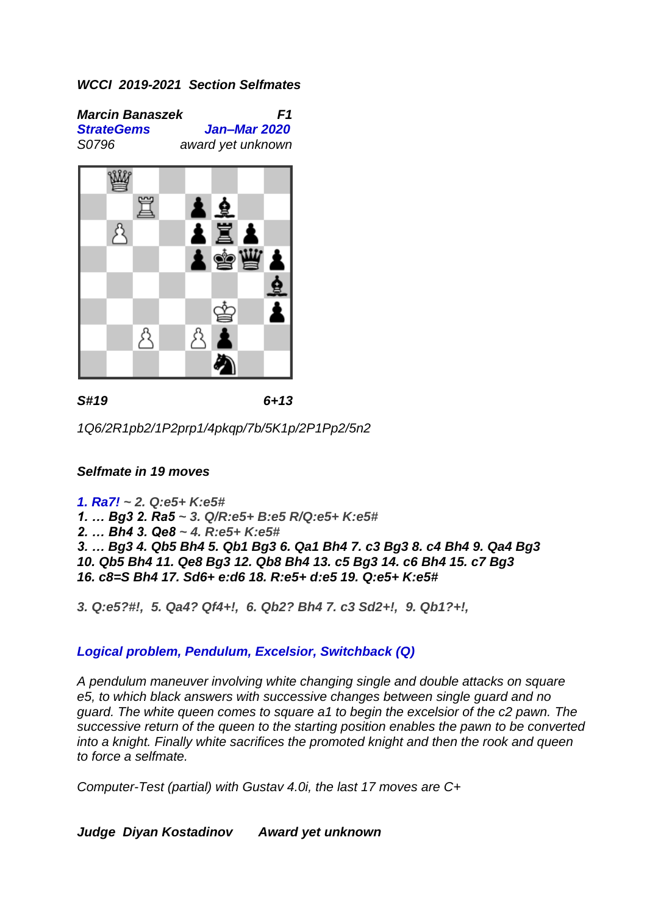***WCCI 2019-2021 Section Selfmates***

***Marcin Banaszek*** ***F1***
***StrateGems*** ***Jan–Mar 2020***
*S0796* *award yet unknown*

***S#19*** ***6+13***

*1Q6/2R1pb2/1P2prp1/4pkqp/7b/5K1p/2P1Pp2/5n2*

***Selfmate in 19 moves***

***1. Ra7!** ~ 2. Q:e5+ K:e5#*
***1. … Bg3 2. Ra5** ~ 3. Q/R:e5+ B:e5 R/Q:e5+ K:e5#*
***2. … Bh4 3. Qe8** ~ 4. R:e5+ K:e5#*
***3. … Bg3 4. Qb5 Bh4 5. Qb1 Bg3 6. Qa1 Bh4 7. c3 Bg3 8. c4 Bh4 9. Qa4 Bg3 10. Qb5 Bh4 11. Qe8 Bg3 12. Qb8 Bh4 13. c5 Bg3 14. c6 Bh4 15. c7 Bg3 16. c8=S Bh4 17. Sd6+ e:d6 18. R:e5+ d:e5 19. Q:e5+ K:e5#***

***3. Q:e5?#!, 5. Qa4? Qf4+!, 6. Qb2? Bh4 7. c3 Sd2+!, 9. Qb1?+!,***

***Logical problem, Pendulum, Excelsior, Switchback (Q)***

*A pendulum maneuver involving white changing single and double attacks on square e5, to which black answers with successive changes between single guard and no guard. The white queen comes to square a1 to begin the excelsior of the c2 pawn. The successive return of the queen to the starting position enables the pawn to be converted into a knight. Finally white sacrifices the promoted knight and then the rook and queen to force a selfmate.*

*Computer-Test (partial) with Gustav 4.0i, the last 17 moves are C+*

***Judge Diyan Kostadinov*** ***Award yet unknown***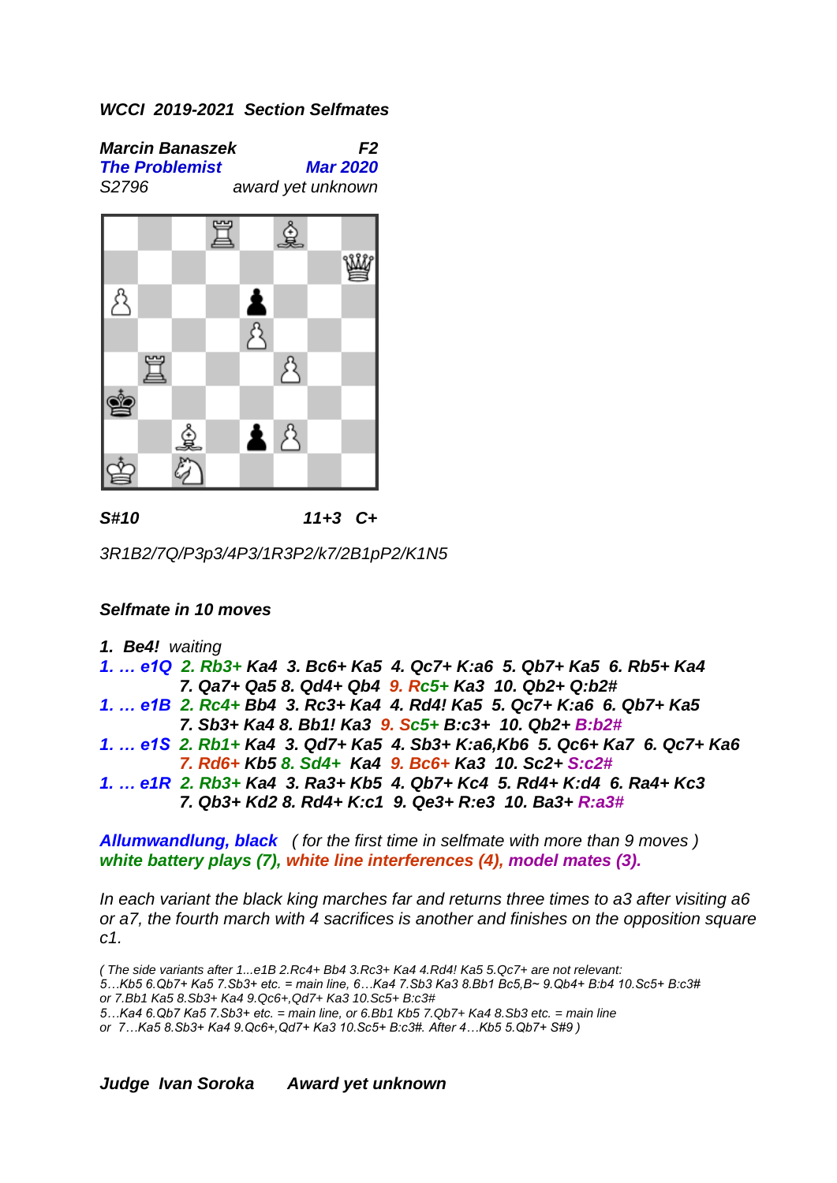***WCCI 2019-2021 Section Selfmates***

***Marcin Banaszek*** — ***F2***

***The Problemist*** — ***Mar 2020***

*S2796* — *award yet unknown*

***S#10*** — ***11+3 C+***

*3R1B2/7Q/P3p3/4P3/1R3P2/k7/2B1pP2/K1N5*

***Selfmate in 10 moves***

***1. Be4!*** *waiting*

***1. … e1Q 2. Rb3+ Ka4 3. Bc6+ Ka5 4. Qc7+ K:a6 5. Qb7+ Ka5 6. Rb5+ Ka4 7. Qa7+ Qa5 8. Qd4+ Qb4 9. Rc5+ Ka3 10. Qb2+ Q:b2#***

***1. … e1B 2. Rc4+ Bb4 3. Rc3+ Ka4 4. Rd4! Ka5 5. Qc7+ K:a6 6. Qb7+ Ka5 7. Sb3+ Ka4 8. Bb1! Ka3 9. Sc5+ B:c3+ 10. Qb2+ B:b2#***

***1. … e1S 2. Rb1+ Ka4 3. Qd7+ Ka5 4. Sb3+ K:a6,Kb6 5. Qc6+ Ka7 6. Qc7+ Ka6 7. Rd6+ Kb5 8. Sd4+ Ka4 9. Bc6+ Ka3 10. Sc2+ S:c2#***

***1. … e1R 2. Rb3+ Ka4 3. Ra3+ Kb5 4. Qb7+ Kc4 5. Rd4+ K:d4 6. Ra4+ Kc3 7. Qb3+ Kd2 8. Rd4+ K:c1 9. Qe3+ R:e3 10. Ba3+ R:a3#***

***Allumwandlung, black*** *( for the first time in selfmate with more than 9 moves )*
***white battery plays (7), white line interferences (4), model mates (3).***

*In each variant the black king marches far and returns three times to a3 after visiting a6 or a7, the fourth march with 4 sacrifices is another and finishes on the opposition square c1.*

*( The side variants after 1...e1B 2.Rc4+ Bb4 3.Rc3+ Ka4 4.Rd4! Ka5 5.Qc7+ are not relevant:*
*5…Kb5 6.Qb7+ Ka5 7.Sb3+ etc. = main line, 6…Ka4 7.Sb3 Ka3 8.Bb1 Bc5,B~ 9.Qb4+ B:b4 10.Sc5+ B:c3#*
*or 7.Bb1 Ka5 8.Sb3+ Ka4 9.Qc6+,Qd7+ Ka3 10.Sc5+ B:c3#*
*5…Ka4 6.Qb7 Ka5 7.Sb3+ etc. = main line, or 6.Bb1 Kb5 7.Qb7+ Ka4 8.Sb3 etc. = main line*
*or 7…Ka5 8.Sb3+ Ka4 9.Qc6+,Qd7+ Ka3 10.Sc5+ B:c3#. After 4…Kb5 5.Qb7+ S#9 )*

***Judge Ivan Soroka*** ***Award yet unknown***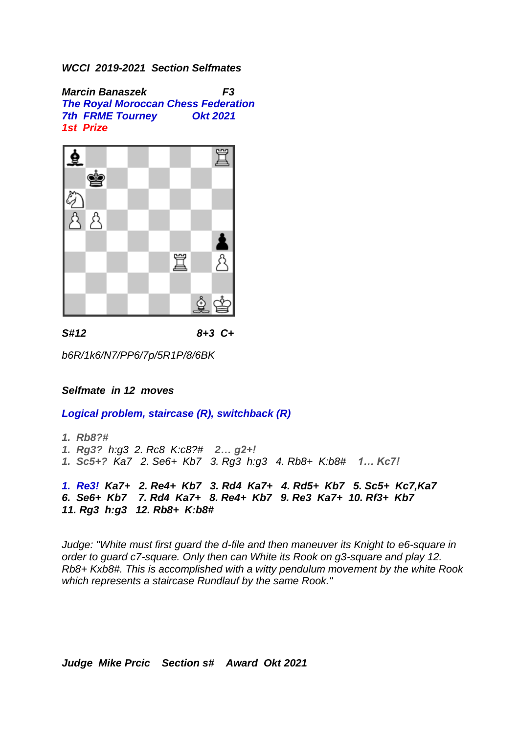***WCCI 2019-2021 Section Selfmates***

***Marcin Banaszek*** ***F3***
***The Royal Moroccan Chess Federation***
***7th FRME Tourney*** ***Okt 2021***
***1st Prize***

***S#12*** ***8+3 C+***

*b6R/1k6/N7/PP6/7p/5R1P/8/6BK*

***Selfmate in 12 moves***

***Logical problem, staircase (R), switchback (R)***

*1. Rb8?#*
*1. Rg3? h:g3 2. Rc8 K:c8?#* ***2… g2+!***
*1. Sc5+? Ka7 2. Se6+ Kb7 3. Rg3 h:g3 4. Rb8+ K:b8#* ***1… Kc7!***

***1. Re3! Ka7+ 2. Re4+ Kb7 3. Rd4 Ka7+ 4. Rd5+ Kb7 5. Sc5+ Kc7,Ka7***
***6. Se6+ Kb7 7. Rd4 Ka7+ 8. Re4+ Kb7 9. Re3 Ka7+ 10. Rf3+ Kb7***
***11. Rg3 h:g3 12. Rb8+ K:b8#***

*Judge: "White must first guard the d-file and then maneuver its Knight to e6-square in order to guard c7-square. Only then can White its Rook on g3-square and play 12. Rb8+ Kxb8#. This is accomplished with a witty pendulum movement by the white Rook which represents a staircase Rundlauf by the same Rook."*

***Judge Mike Prcic Section s# Award Okt 2021***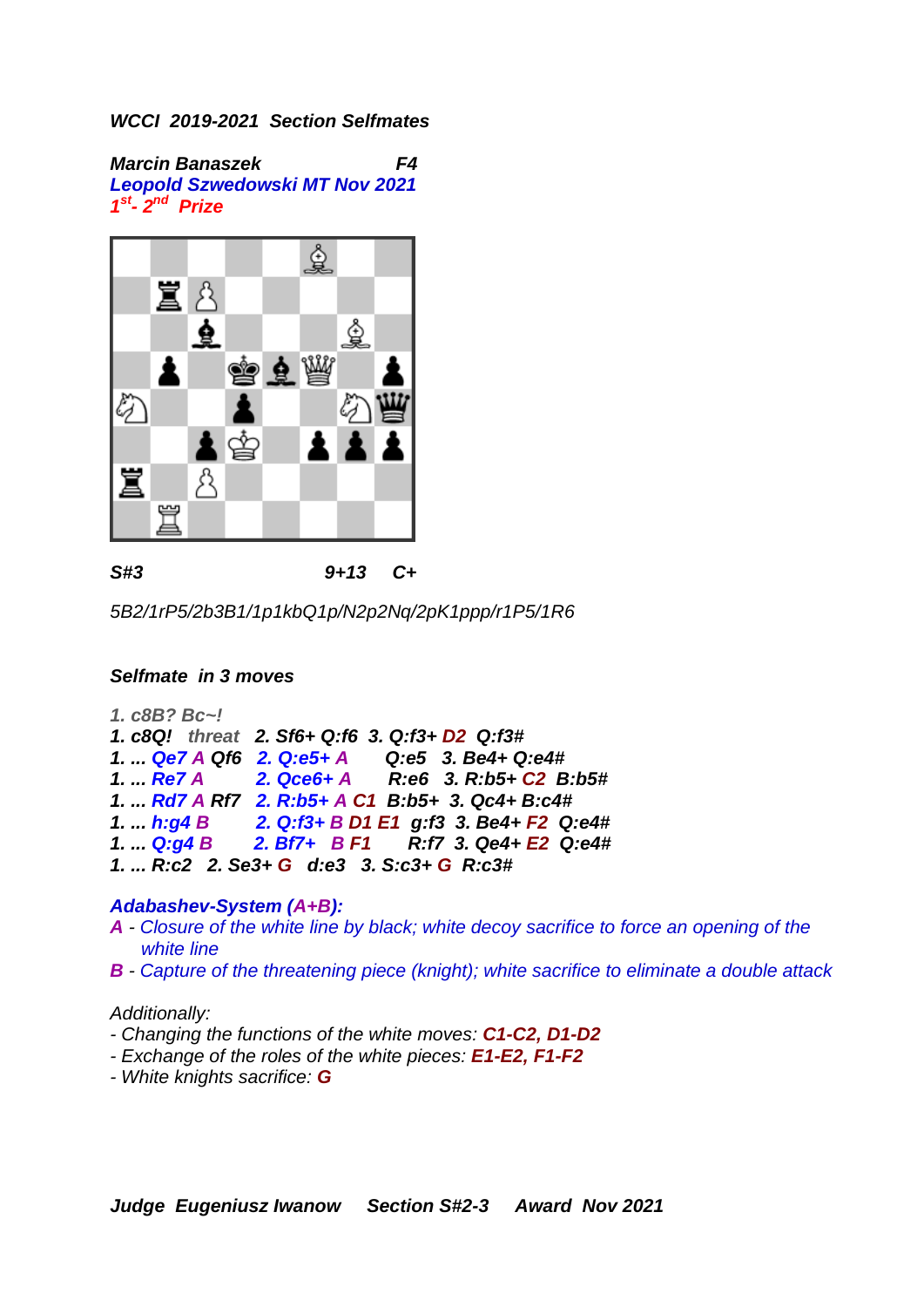***WCCI 2019-2021 Section Selfmates***

***Marcin Banaszek*** ***F4***
***Leopold Szwedowski MT Nov 2021***
***1st- 2nd Prize***

***S#3*** ***9+13*** ***C+***

*5B2/1rP5/2b3B1/1p1kbQ1p/N2p2Nq/2pK1ppp/r1P5/1R6*

***Selfmate in 3 moves***

***1. c8B? Bc~!***
***1. c8Q! threat 2. Sf6+ Q:f6 3. Q:f3+ D2 Q:f3#***
***1. ... Qe7 A Qf6 2. Q:e5+ A Q:e5 3. Be4+ Q:e4#***
***1. ... Re7 A 2. Qce6+ A R:e6 3. R:b5+ C2 B:b5#***
***1. ... Rd7 A Rf7 2. R:b5+ A C1 B:b5+ 3. Qc4+ B:c4#***
***1. ... h:g4 B 2. Q:f3+ B D1 E1 g:f3 3. Be4+ F2 Q:e4#***
***1. ... Q:g4 B 2. Bf7+ B F1 R:f7 3. Qe4+ E2 Q:e4#***
***1. ... R:c2 2. Se3+ G d:e3 3. S:c3+ G R:c3#***

***Adabashev-System (A+B):***
***A** - Closure of the white line by black; white decoy sacrifice to force an opening of the white line*
***B** - Capture of the threatening piece (knight); white sacrifice to eliminate a double attack*

*Additionally:*
*- Changing the functions of the white moves: **C1-C2, D1-D2***
*- Exchange of the roles of the white pieces: **E1-E2, F1-F2***
*- White knights sacrifice: **G***

***Judge Eugeniusz Iwanow Section S#2-3 Award Nov 2021***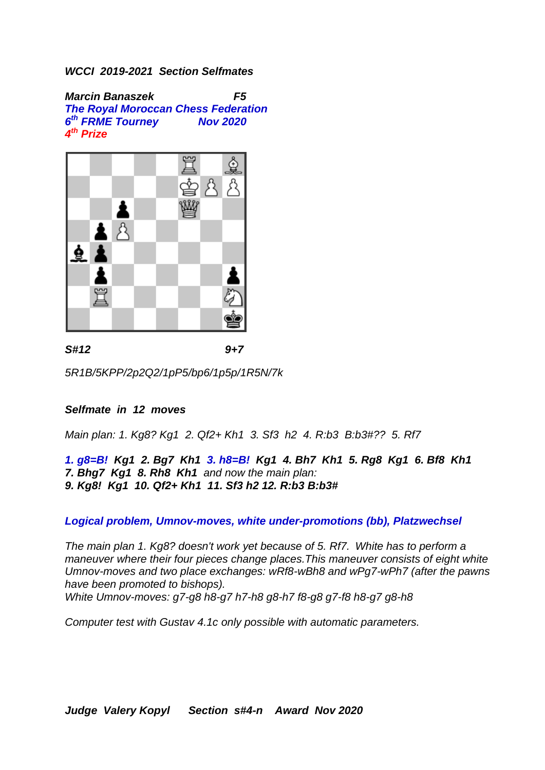***WCCI 2019-2021 Section Selfmates***

***Marcin Banaszek F5***
***The Royal Moroccan Chess Federation***
***6th FRME Tourney Nov 2020***
***4th Prize***

*S#12 9+7*

*5R1B/5KPP/2p2Q2/1pP5/bp6/1p5p/1R5N/7k*

***Selfmate in 12 moves***

*Main plan: 1. Kg8? Kg1 2. Qf2+ Kh1 3. Sf3 h2 4. R:b3 B:b3#?? 5. Rf7*

***1. g8=B! Kg1 2. Bg7 Kh1 3. h8=B! Kg1 4. Bh7 Kh1 5. Rg8 Kg1 6. Bf8 Kh1 7. Bhg7 Kg1 8. Rh8 Kh1** and now the main plan:*
***9. Kg8! Kg1 10. Qf2+ Kh1 11. Sf3 h2 12. R:b3 B:b3#***

***Logical problem, Umnov-moves, white under-promotions (bb), Platzwechsel***

*The main plan 1. Kg8? doesn't work yet because of 5. Rf7. White has to perform a maneuver where their four pieces change places.This maneuver consists of eight white Umnov-moves and two place exchanges: wRf8-wBh8 and wPg7-wPh7 (after the pawns have been promoted to bishops).*
*White Umnov-moves: g7-g8 h8-g7 h7-h8 g8-h7 f8-g8 g7-f8 h8-g7 g8-h8*

*Computer test with Gustav 4.1c only possible with automatic parameters.*

***Judge Valery Kopyl Section s#4-n Award Nov 2020***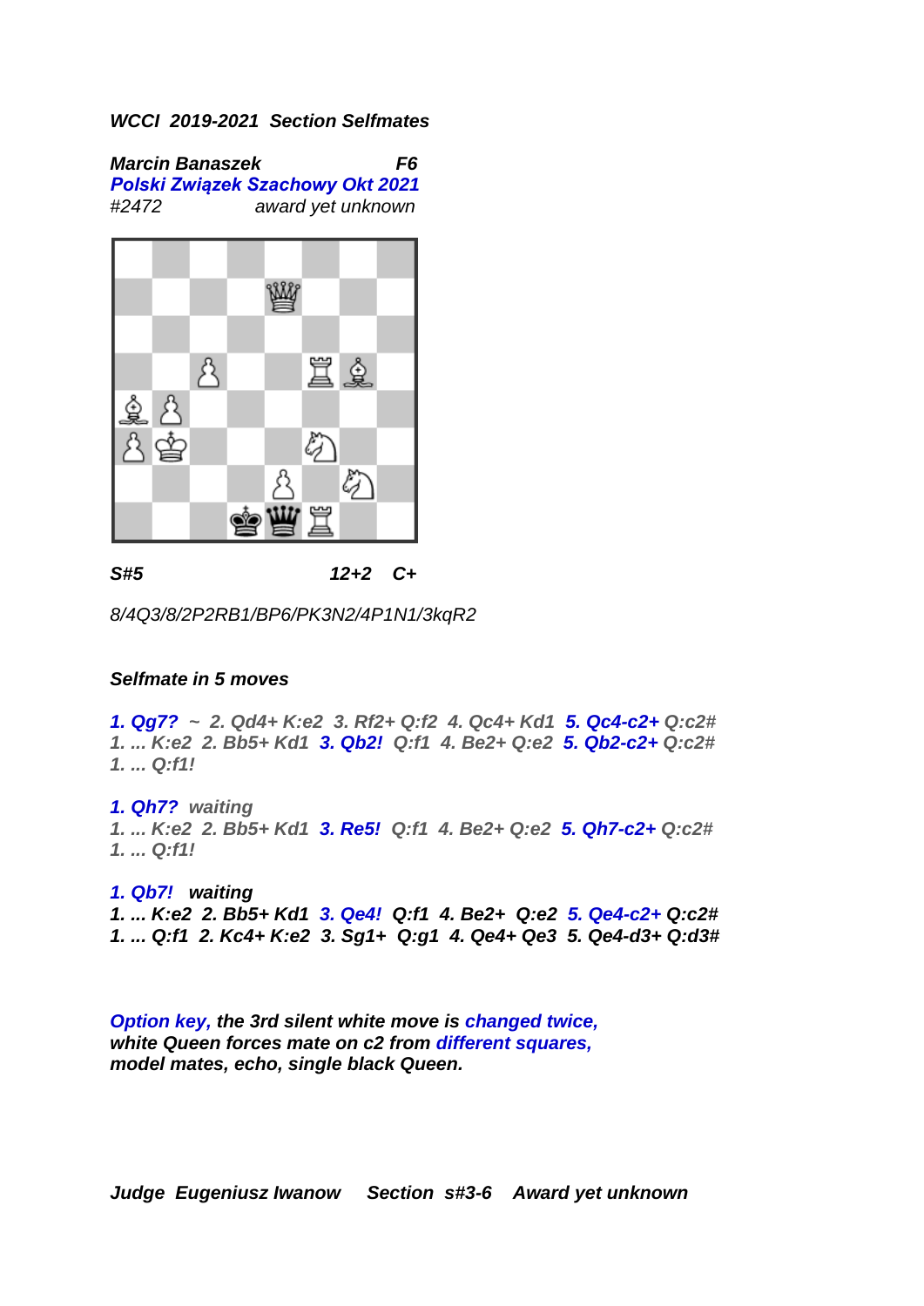***WCCI 2019-2021 Section Selfmates***

***Marcin Banaszek F6***
***Polski Związek Szachowy Okt 2021***
*#2472 award yet unknown*

***S#5 12+2 C+***

*8/4Q3/8/2P2RB1/BP6/PK3N2/4P1N1/3kqR2*

***Selfmate in 5 moves***

***1. Qg7?** ~ 2. Qd4+ K:e2 3. Rf2+ Q:f2 4. Qc4+ Kd1 **5. Qc4-c2+** Q:c2#*
*1. ... K:e2 2. Bb5+ Kd1 **3. Qb2!** Q:f1 4. Be2+ Q:e2 **5. Qb2-c2+** Q:c2#*
*1. ... Q:f1!*

***1. Qh7?** waiting*
*1. ... K:e2 2. Bb5+ Kd1 **3. Re5!** Q:f1 4. Be2+ Q:e2 **5. Qh7-c2+** Q:c2#*
*1. ... Q:f1!*

***1. Qb7! waiting***
***1. ... K:e2 2. Bb5+ Kd1 3. Qe4! Q:f1 4. Be2+ Q:e2 5. Qe4-c2+ Q:c2#***
***1. ... Q:f1 2. Kc4+ K:e2 3. Sg1+ Q:g1 4. Qe4+ Qe3 5. Qe4-d3+ Q:d3#***

***Option key, the 3rd silent white move is changed twice,***
***white Queen forces mate on c2 from different squares,***
***model mates, echo, single black Queen.***

***Judge Eugeniusz Iwanow Section s#3-6 Award yet unknown***